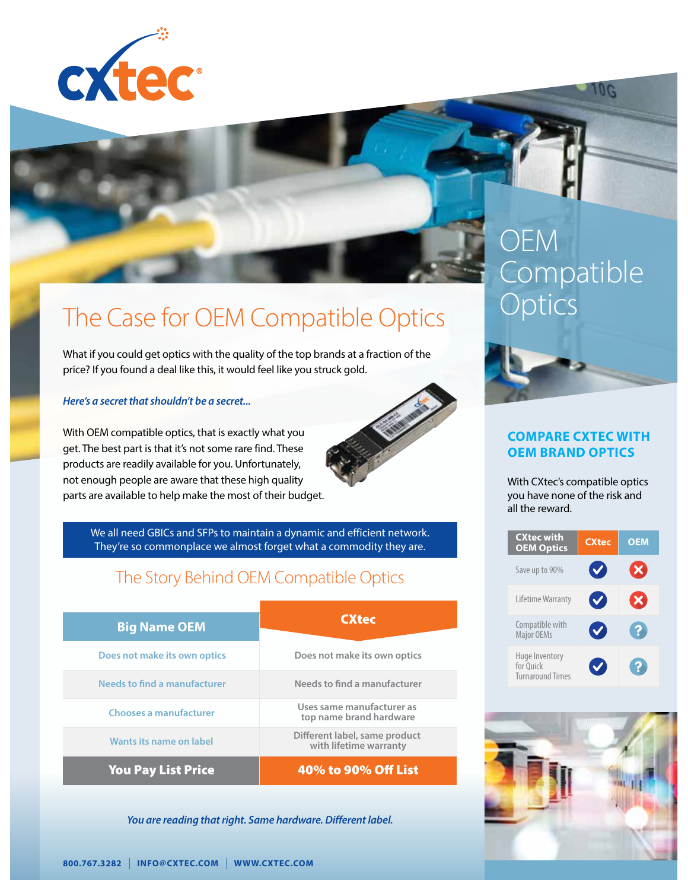# The Case for OEM Compatible Optics

What if you could get optics with the quality of the top brands at a fraction of the price? If you found a deal like this, it would feel like you struck gold.

***Here's a secret that shouldn't be a secret...***

With OEM compatible optics, that is exactly what you get. The best part is that it's not some rare find. These products are readily available for you. Unfortunately, not enough people are aware that these high quality parts are available to help make the most of their budget.

We all need GBICs and SFPs to maintain a dynamic and efficient network. They're so commonplace we almost forget what a commodity they are.

## The Story Behind OEM Compatible Optics

| Big Name OEM | CXtec |
| --- | --- |
| Does not make its own optics | Does not make its own optics |
| Needs to find a manufacturer | Needs to find a manufacturer |
| Chooses a manufacturer | Uses same manufacturer as top name brand hardware |
| Wants its name on label | Different label, same product with lifetime warranty |
| **You Pay List Price** | **40% to 90% Off List** |

*You are reading that right. Same hardware. Different label.*

# OEM Compatible Optics

## COMPARE CXTEC WITH OEM BRAND OPTICS

With CXtec's compatible optics you have none of the risk and all the reward.

| CXtec with OEM Optics | CXtec | OEM |
| --- | --- | --- |
| Save up to 90% | ✔ | ✘ |
| Lifetime Warranty | ✔ | ✘ |
| Compatible with Major OEMs | ✔ | ? |
| Huge Inventory for Quick Turnaround Times | ✔ | ? |

800.767.3282 | INFO@CXTEC.COM | WWW.CXTEC.COM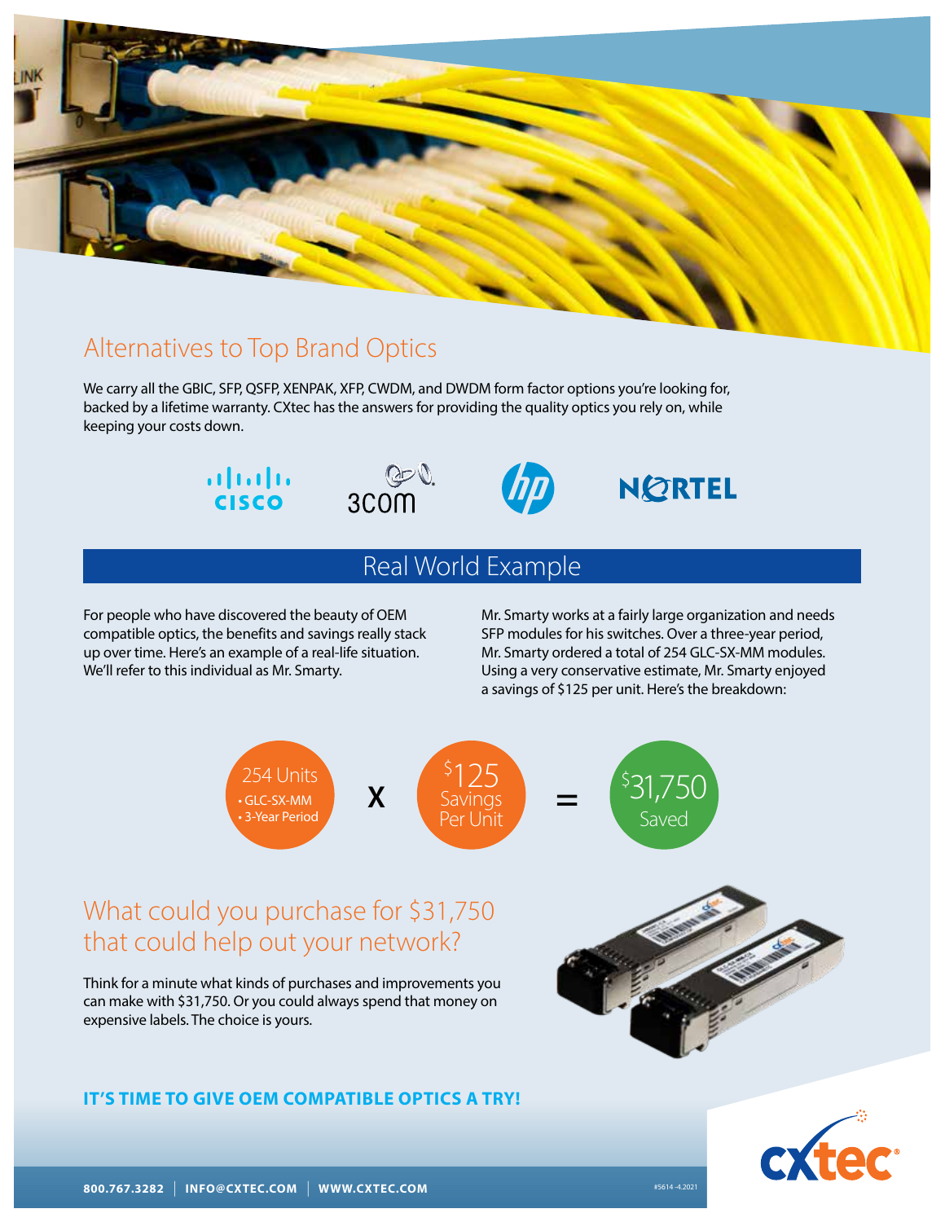## Alternatives to Top Brand Optics

We carry all the GBIC, SFP, QSFP, XENPAK, XFP, CWDM, and DWDM form factor options you're looking for, backed by a lifetime warranty. CXtec has the answers for providing the quality optics you rely on, while keeping your costs down.

## Real World Example

For people who have discovered the beauty of OEM compatible optics, the benefits and savings really stack up over time. Here's an example of a real-life situation. We'll refer to this individual as Mr. Smarty.

Mr. Smarty works at a fairly large organization and needs SFP modules for his switches. Over a three-year period, Mr. Smarty ordered a total of 254 GLC-SX-MM modules. Using a very conservative estimate, Mr. Smarty enjoyed a savings of $125 per unit. Here's the breakdown:

254 Units
- GLC-SX-MM
- 3-Year Period

X

$125 Savings Per Unit

=

$31,750 Saved

## What could you purchase for $31,750 that could help out your network?

Think for a minute what kinds of purchases and improvements you can make with $31,750. Or you could always spend that money on expensive labels. The choice is yours.

**IT'S TIME TO GIVE OEM COMPATIBLE OPTICS A TRY!**

**800.767.3282 | INFO@CXTEC.COM | WWW.CXTEC.COM**

#5614 -4.2021